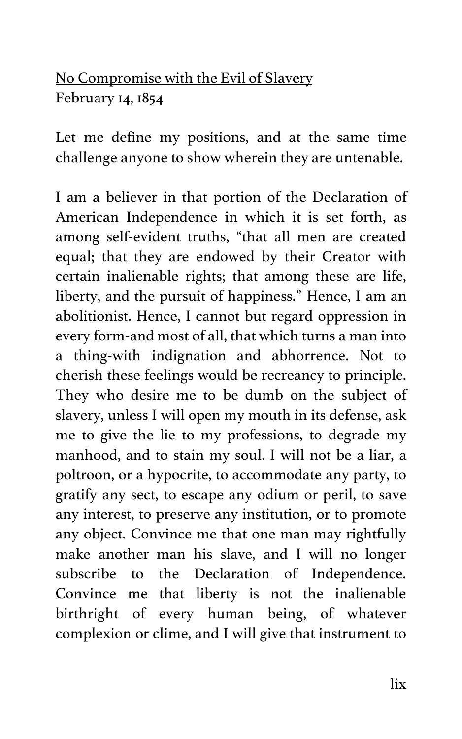<u>No Compromise with the Evil of Slavery</u>
February 14, 1854

Let me define my positions, and at the same time challenge anyone to show wherein they are untenable.

I am a believer in that portion of the Declaration of American Independence in which it is set forth, as among self-evident truths, "that all men are created equal; that they are endowed by their Creator with certain inalienable rights; that among these are life, liberty, and the pursuit of happiness." Hence, I am an abolitionist. Hence, I cannot but regard oppression in every form-and most of all, that which turns a man into a thing-with indignation and abhorrence. Not to cherish these feelings would be recreancy to principle. They who desire me to be dumb on the subject of slavery, unless I will open my mouth in its defense, ask me to give the lie to my professions, to degrade my manhood, and to stain my soul. I will not be a liar, a poltroon, or a hypocrite, to accommodate any party, to gratify any sect, to escape any odium or peril, to save any interest, to preserve any institution, or to promote any object. Convince me that one man may rightfully make another man his slave, and I will no longer subscribe to the Declaration of Independence. Convince me that liberty is not the inalienable birthright of every human being, of whatever complexion or clime, and I will give that instrument to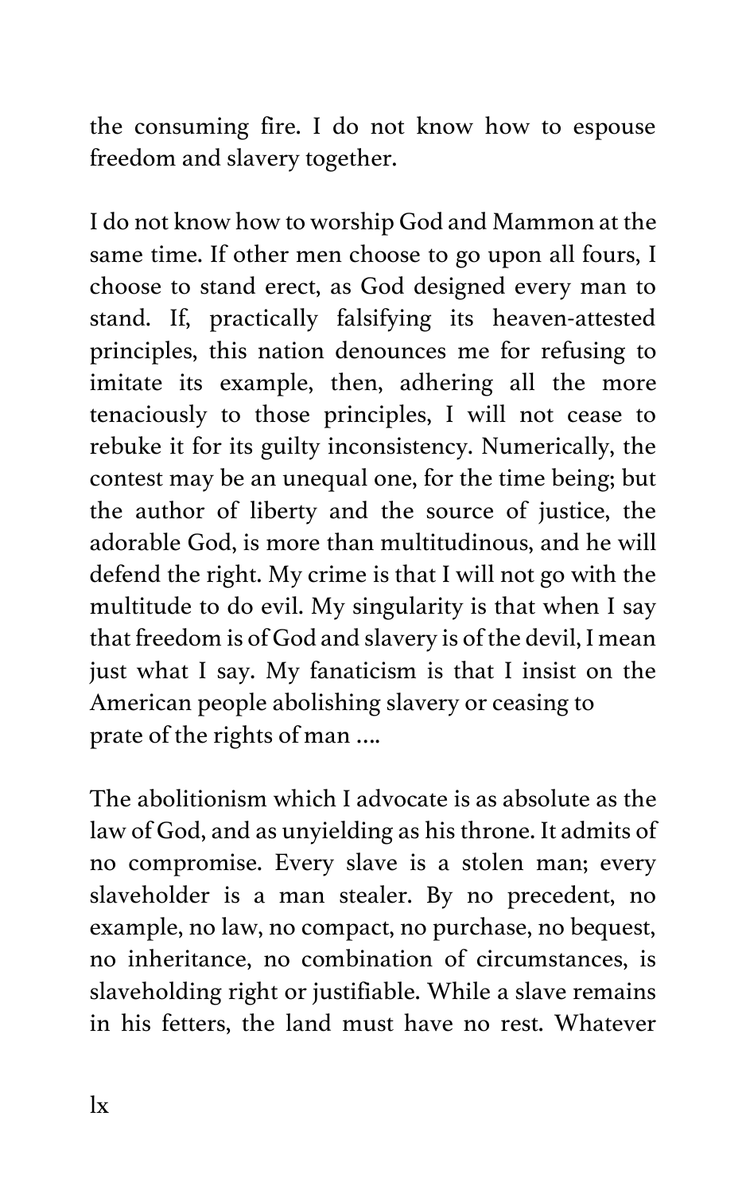the consuming fire. I do not know how to espouse freedom and slavery together.

I do not know how to worship God and Mammon at the same time. If other men choose to go upon all fours, I choose to stand erect, as God designed every man to stand. If, practically falsifying its heaven-attested principles, this nation denounces me for refusing to imitate its example, then, adhering all the more tenaciously to those principles, I will not cease to rebuke it for its guilty inconsistency. Numerically, the contest may be an unequal one, for the time being; but the author of liberty and the source of justice, the adorable God, is more than multitudinous, and he will defend the right. My crime is that I will not go with the multitude to do evil. My singularity is that when I say that freedom is of God and slavery is of the devil, I mean just what I say. My fanaticism is that I insist on the American people abolishing slavery or ceasing to prate of the rights of man ….

The abolitionism which I advocate is as absolute as the law of God, and as unyielding as his throne. It admits of no compromise. Every slave is a stolen man; every slaveholder is a man stealer. By no precedent, no example, no law, no compact, no purchase, no bequest, no inheritance, no combination of circumstances, is slaveholding right or justifiable. While a slave remains in his fetters, the land must have no rest. Whatever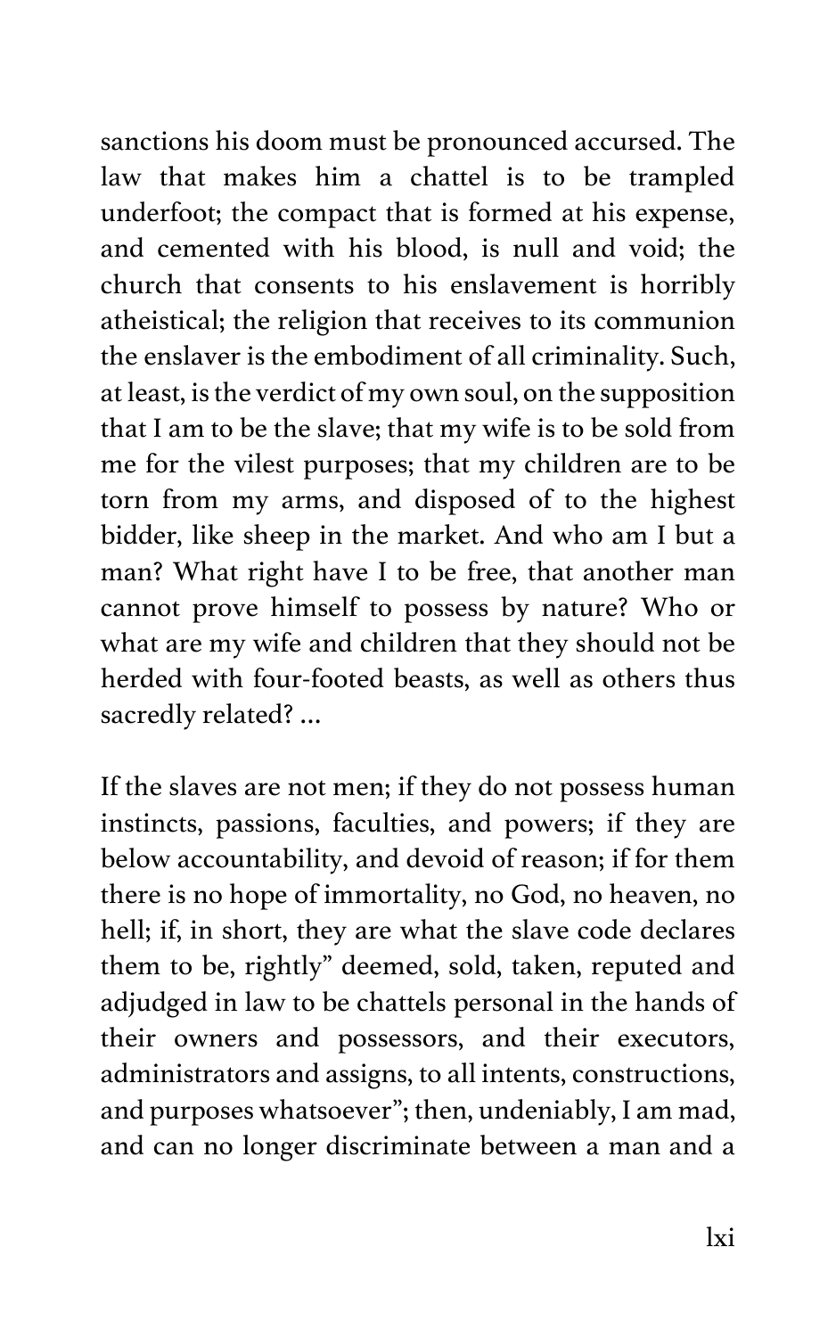sanctions his doom must be pronounced accursed. The law that makes him a chattel is to be trampled underfoot; the compact that is formed at his expense, and cemented with his blood, is null and void; the church that consents to his enslavement is horribly atheistical; the religion that receives to its communion the enslaver is the embodiment of all criminality. Such, at least, is the verdict of my own soul, on the supposition that I am to be the slave; that my wife is to be sold from me for the vilest purposes; that my children are to be torn from my arms, and disposed of to the highest bidder, like sheep in the market. And who am I but a man? What right have I to be free, that another man cannot prove himself to possess by nature? Who or what are my wife and children that they should not be herded with four-footed beasts, as well as others thus sacredly related? ...

If the slaves are not men; if they do not possess human instincts, passions, faculties, and powers; if they are below accountability, and devoid of reason; if for them there is no hope of immortality, no God, no heaven, no hell; if, in short, they are what the slave code declares them to be, rightly" deemed, sold, taken, reputed and adjudged in law to be chattels personal in the hands of their owners and possessors, and their executors, administrators and assigns, to all intents, constructions, and purposes whatsoever"; then, undeniably, I am mad, and can no longer discriminate between a man and a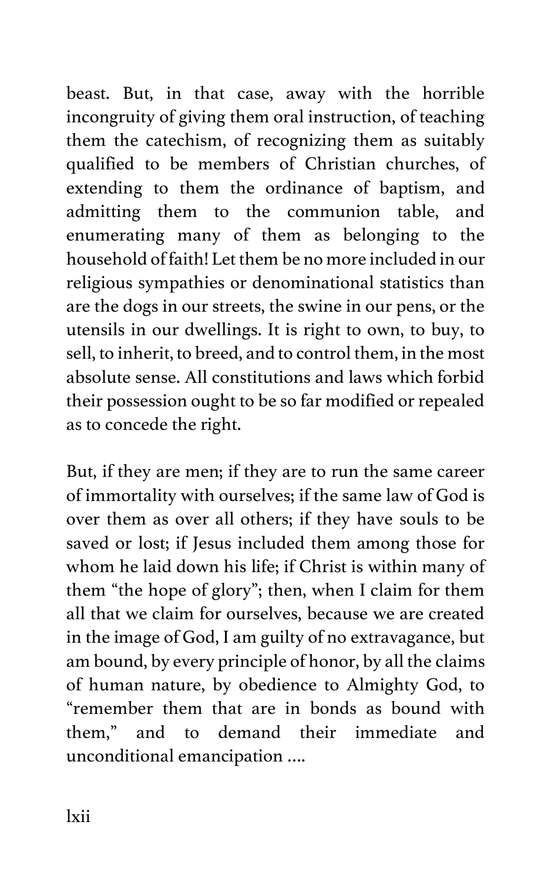beast. But, in that case, away with the horrible incongruity of giving them oral instruction, of teaching them the catechism, of recognizing them as suitably qualified to be members of Christian churches, of extending to them the ordinance of baptism, and admitting them to the communion table, and enumerating many of them as belonging to the household of faith! Let them be no more included in our religious sympathies or denominational statistics than are the dogs in our streets, the swine in our pens, or the utensils in our dwellings. It is right to own, to buy, to sell, to inherit, to breed, and to control them, in the most absolute sense. All constitutions and laws which forbid their possession ought to be so far modified or repealed as to concede the right.

But, if they are men; if they are to run the same career of immortality with ourselves; if the same law of God is over them as over all others; if they have souls to be saved or lost; if Jesus included them among those for whom he laid down his life; if Christ is within many of them "the hope of glory"; then, when I claim for them all that we claim for ourselves, because we are created in the image of God, I am guilty of no extravagance, but am bound, by every principle of honor, by all the claims of human nature, by obedience to Almighty God, to "remember them that are in bonds as bound with them," and to demand their immediate and unconditional emancipation ....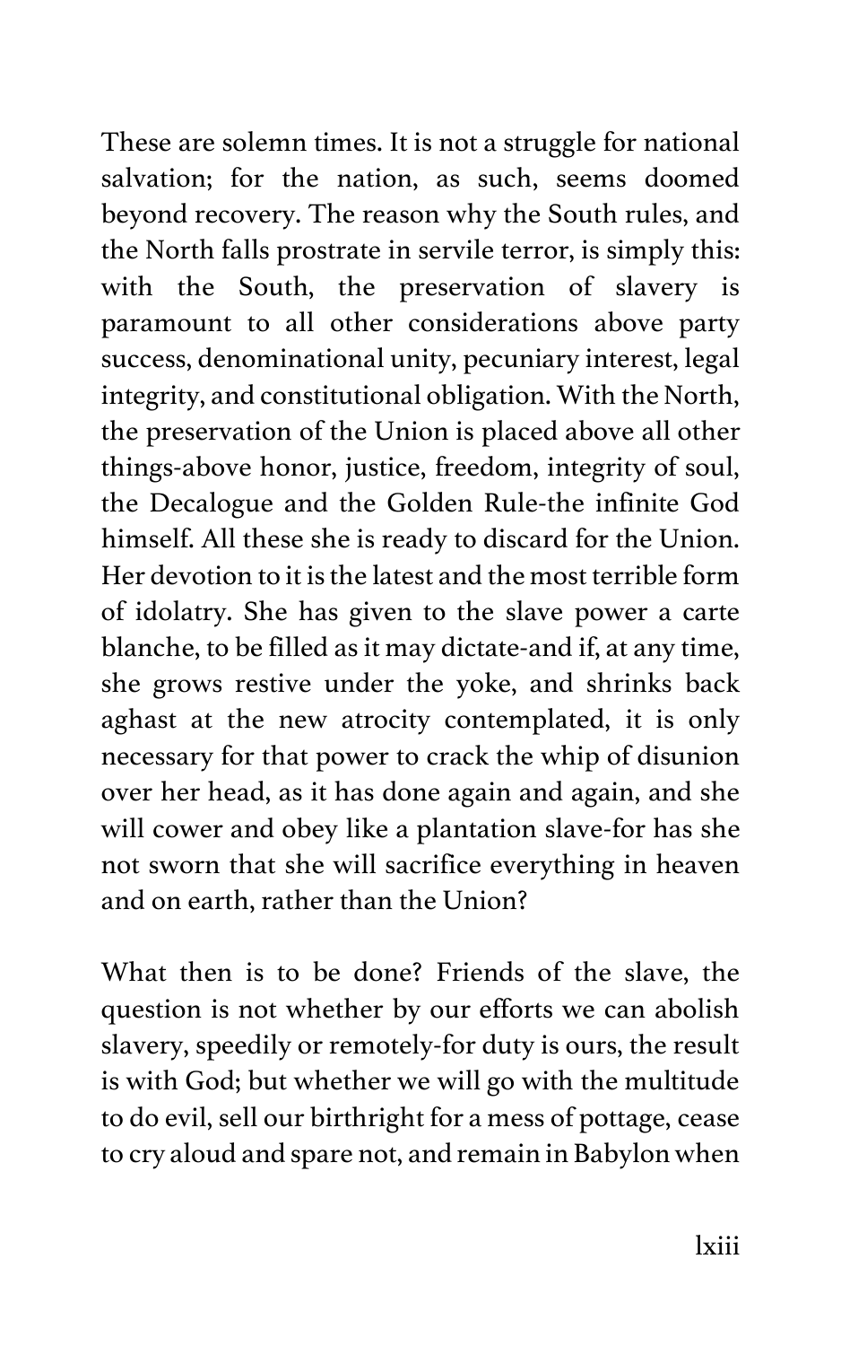These are solemn times. It is not a struggle for national salvation; for the nation, as such, seems doomed beyond recovery. The reason why the South rules, and the North falls prostrate in servile terror, is simply this: with the South, the preservation of slavery is paramount to all other considerations above party success, denominational unity, pecuniary interest, legal integrity, and constitutional obligation. With the North, the preservation of the Union is placed above all other things-above honor, justice, freedom, integrity of soul, the Decalogue and the Golden Rule-the infinite God himself. All these she is ready to discard for the Union. Her devotion to it is the latest and the most terrible form of idolatry. She has given to the slave power a carte blanche, to be filled as it may dictate-and if, at any time, she grows restive under the yoke, and shrinks back aghast at the new atrocity contemplated, it is only necessary for that power to crack the whip of disunion over her head, as it has done again and again, and she will cower and obey like a plantation slave-for has she not sworn that she will sacrifice everything in heaven and on earth, rather than the Union?

What then is to be done? Friends of the slave, the question is not whether by our efforts we can abolish slavery, speedily or remotely-for duty is ours, the result is with God; but whether we will go with the multitude to do evil, sell our birthright for a mess of pottage, cease to cry aloud and spare not, and remain in Babylon when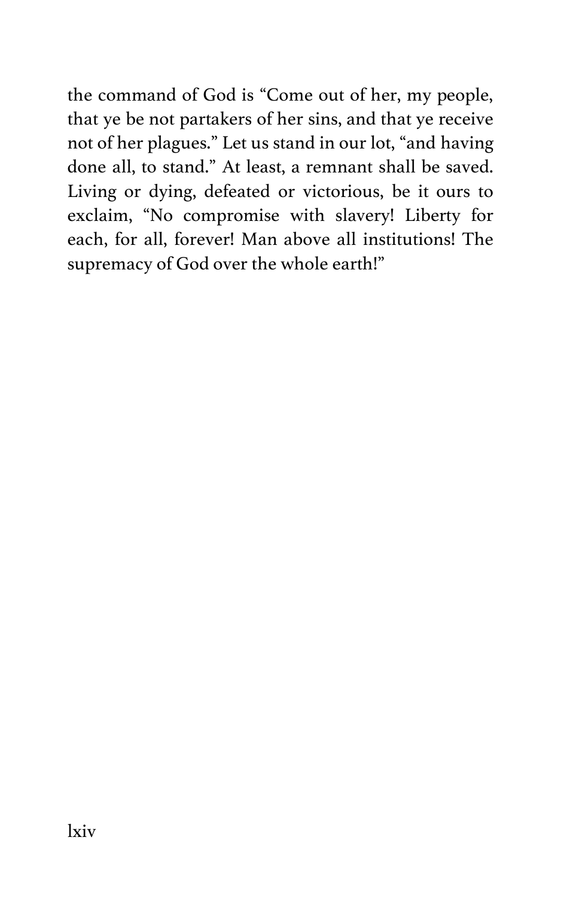the command of God is "Come out of her, my people, that ye be not partakers of her sins, and that ye receive not of her plagues." Let us stand in our lot, "and having done all, to stand." At least, a remnant shall be saved. Living or dying, defeated or victorious, be it ours to exclaim, "No compromise with slavery! Liberty for each, for all, forever! Man above all institutions! The supremacy of God over the whole earth!"